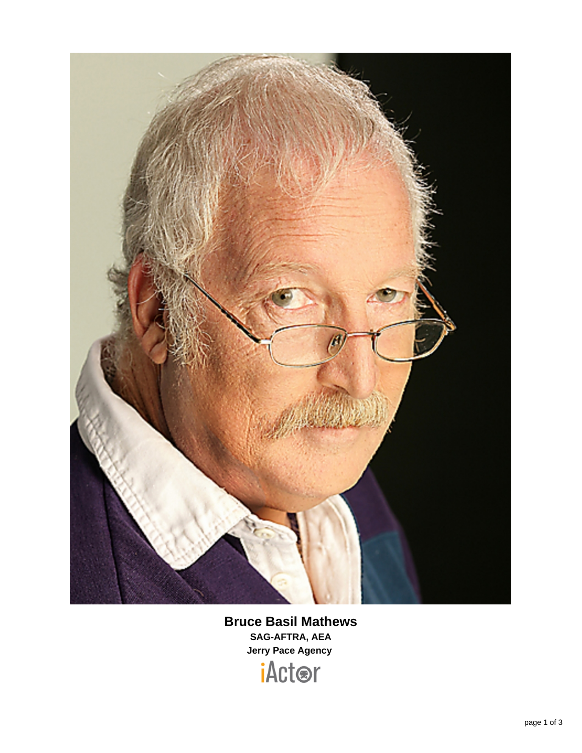**Bruce Basil Mathews**

**SAG-AFTRA, AEA**

**Jerry Pace Agency**

iActor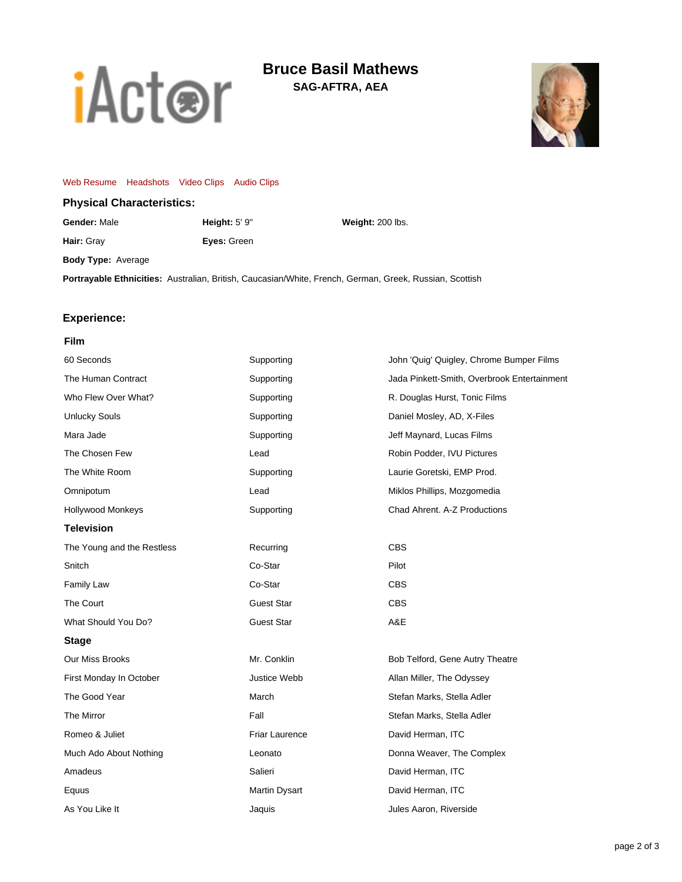# Bruce Basil Mathews

**SAG-AFTRA, AEA**

Web Resume   Headshots   Video Clips   Audio Clips

## Physical Characteristics:

**Gender:** Male   **Height:** 5' 9"   **Weight:** 200 lbs.

**Hair:** Gray   **Eyes:** Green

**Body Type:** Average

**Portrayable Ethnicities:** Australian, British, Caucasian/White, French, German, Greek, Russian, Scottish

## Experience:

### Film

| | | |
|---|---|---|
| 60 Seconds | Supporting | John 'Quig' Quigley, Chrome Bumper Films |
| The Human Contract | Supporting | Jada Pinkett-Smith, Overbrook Entertainment |
| Who Flew Over What? | Supporting | R. Douglas Hurst, Tonic Films |
| Unlucky Souls | Supporting | Daniel Mosley, AD, X-Files |
| Mara Jade | Supporting | Jeff Maynard, Lucas Films |
| The Chosen Few | Lead | Robin Podder, IVU Pictures |
| The White Room | Supporting | Laurie Goretski, EMP Prod. |
| Omnipotum | Lead | Miklos Phillips, Mozgomedia |
| Hollywood Monkeys | Supporting | Chad Ahrent. A-Z Productions |

### Television

| | | |
|---|---|---|
| The Young and the Restless | Recurring | CBS |
| Snitch | Co-Star | Pilot |
| Family Law | Co-Star | CBS |
| The Court | Guest Star | CBS |
| What Should You Do? | Guest Star | A&E |

### Stage

| | | |
|---|---|---|
| Our Miss Brooks | Mr. Conklin | Bob Telford, Gene Autry Theatre |
| First Monday In October | Justice Webb | Allan Miller, The Odyssey |
| The Good Year | March | Stefan Marks, Stella Adler |
| The Mirror | Fall | Stefan Marks, Stella Adler |
| Romeo & Juliet | Friar Laurence | David Herman, ITC |
| Much Ado About Nothing | Leonato | Donna Weaver, The Complex |
| Amadeus | Salieri | David Herman, ITC |
| Equus | Martin Dysart | David Herman, ITC |
| As You Like It | Jaquis | Jules Aaron, Riverside |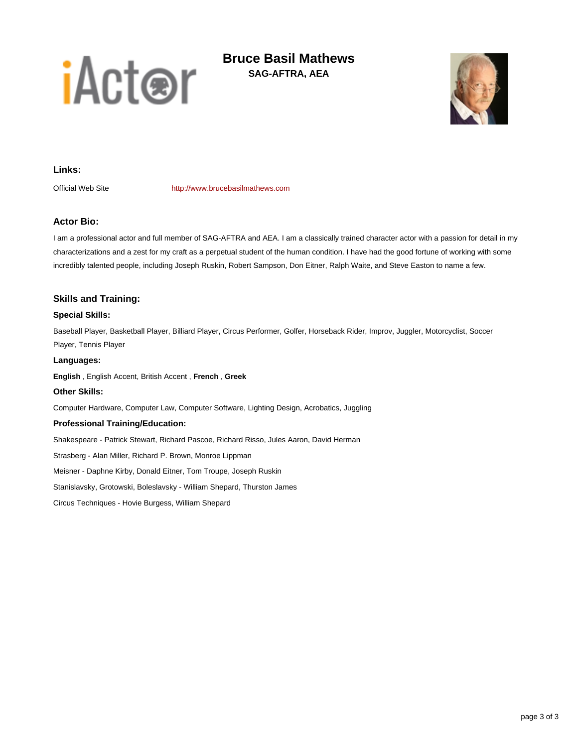# Bruce Basil Mathews

**SAG-AFTRA, AEA**

## Links:

Official Web Site http://www.brucebasilmathews.com

## Actor Bio:

I am a professional actor and full member of SAG-AFTRA and AEA. I am a classically trained character actor with a passion for detail in my characterizations and a zest for my craft as a perpetual student of the human condition. I have had the good fortune of working with some incredibly talented people, including Joseph Ruskin, Robert Sampson, Don Eitner, Ralph Waite, and Steve Easton to name a few.

## Skills and Training:

### Special Skills:

Baseball Player, Basketball Player, Billiard Player, Circus Performer, Golfer, Horseback Rider, Improv, Juggler, Motorcyclist, Soccer Player, Tennis Player

### Languages:

**English** , English Accent, British Accent , **French** , **Greek**

### Other Skills:

Computer Hardware, Computer Law, Computer Software, Lighting Design, Acrobatics, Juggling

### Professional Training/Education:

Shakespeare - Patrick Stewart, Richard Pascoe, Richard Risso, Jules Aaron, David Herman

Strasberg - Alan Miller, Richard P. Brown, Monroe Lippman

Meisner - Daphne Kirby, Donald Eitner, Tom Troupe, Joseph Ruskin

Stanislavsky, Grotowski, Boleslavsky - William Shepard, Thurston James

Circus Techniques - Hovie Burgess, William Shepard